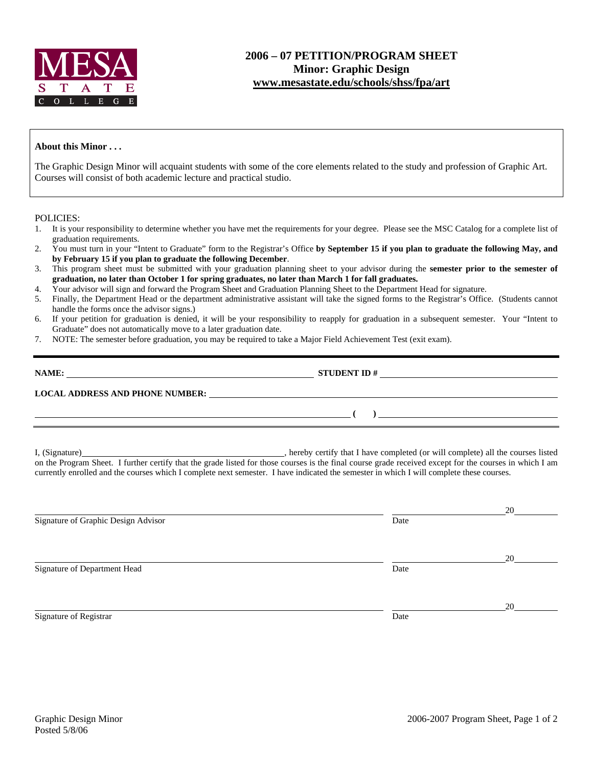MESA STATE COLLEGE

# 2006 – 07 PETITION/PROGRAM SHEET
## Minor: Graphic Design
**www.mesastate.edu/schools/shss/fpa/art**

**About this Minor . . .**

The Graphic Design Minor will acquaint students with some of the core elements related to the study and profession of Graphic Art. Courses will consist of both academic lecture and practical studio.

POLICIES:

1. It is your responsibility to determine whether you have met the requirements for your degree. Please see the MSC Catalog for a complete list of graduation requirements.
2. You must turn in your "Intent to Graduate" form to the Registrar's Office **by September 15 if you plan to graduate the following May, and by February 15 if you plan to graduate the following December**.
3. This program sheet must be submitted with your graduation planning sheet to your advisor during the **semester prior to the semester of graduation, no later than October 1 for spring graduates, no later than March 1 for fall graduates.**
4. Your advisor will sign and forward the Program Sheet and Graduation Planning Sheet to the Department Head for signature.
5. Finally, the Department Head or the department administrative assistant will take the signed forms to the Registrar's Office. (Students cannot handle the forms once the advisor signs.)
6. If your petition for graduation is denied, it will be your responsibility to reapply for graduation in a subsequent semester. Your "Intent to Graduate" does not automatically move to a later graduation date.
7. NOTE: The semester before graduation, you may be required to take a Major Field Achievement Test (exit exam).

---

**NAME:** ______________________________ **STUDENT ID #** ______________________________

**LOCAL ADDRESS AND PHONE NUMBER:** ______________________________

______________________________ **( )** ______________________________

---

I, (Signature)______________________________, hereby certify that I have completed (or will complete) all the courses listed on the Program Sheet. I further certify that the grade listed for those courses is the final course grade received except for the courses in which I am currently enrolled and the courses which I complete next semester. I have indicated the semester in which I will complete these courses.

______________________________ ______________ 20______
Signature of Graphic Design Advisor Date

______________________________ ______________ 20______
Signature of Department Head Date

______________________________ ______________ 20______
Signature of Registrar Date

Graphic Design Minor
Posted 5/8/06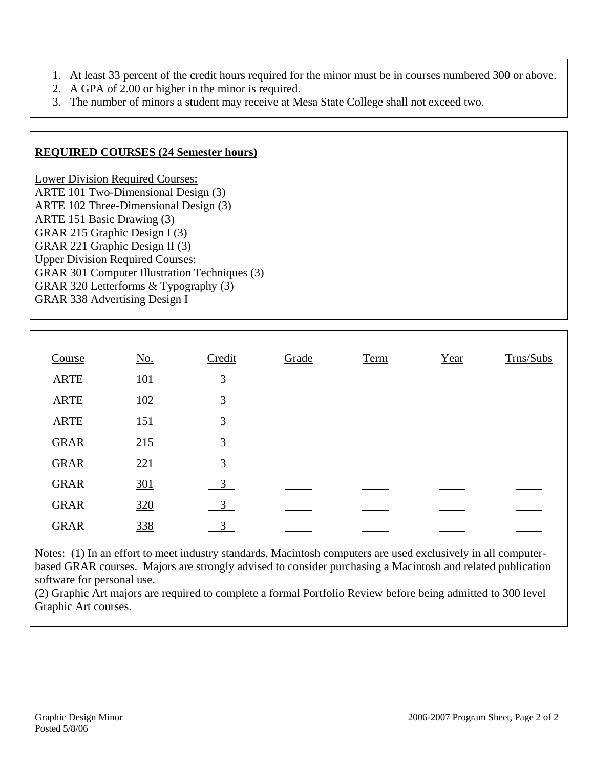1. At least 33 percent of the credit hours required for the minor must be in courses numbered 300 or above.
2. A GPA of 2.00 or higher in the minor is required.
3. The number of minors a student may receive at Mesa State College shall not exceed two.

**REQUIRED COURSES (24 Semester hours)**

Lower Division Required Courses:
ARTE 101 Two-Dimensional Design (3)
ARTE 102 Three-Dimensional Design (3)
ARTE 151 Basic Drawing (3)
GRAR 215 Graphic Design I (3)
GRAR 221 Graphic Design II (3)
Upper Division Required Courses:
GRAR 301 Computer Illustration Techniques (3)
GRAR 320 Letterforms & Typography (3)
GRAR 338 Advertising Design I

| Course | No. | Credit | Grade | Term | Year | Trns/Subs |
|---|---|---|---|---|---|---|
| ARTE | 101 | 3 | | | | |
| ARTE | 102 | 3 | | | | |
| ARTE | 151 | 3 | | | | |
| GRAR | 215 | 3 | | | | |
| GRAR | 221 | 3 | | | | |
| GRAR | 301 | 3 | | | | |
| GRAR | 320 | 3 | | | | |
| GRAR | 338 | 3 | | | | |

Notes: (1) In an effort to meet industry standards, Macintosh computers are used exclusively in all computer-based GRAR courses. Majors are strongly advised to consider purchasing a Macintosh and related publication software for personal use.
(2) Graphic Art majors are required to complete a formal Portfolio Review before being admitted to 300 level Graphic Art courses.

Graphic Design Minor
Posted 5/8/06